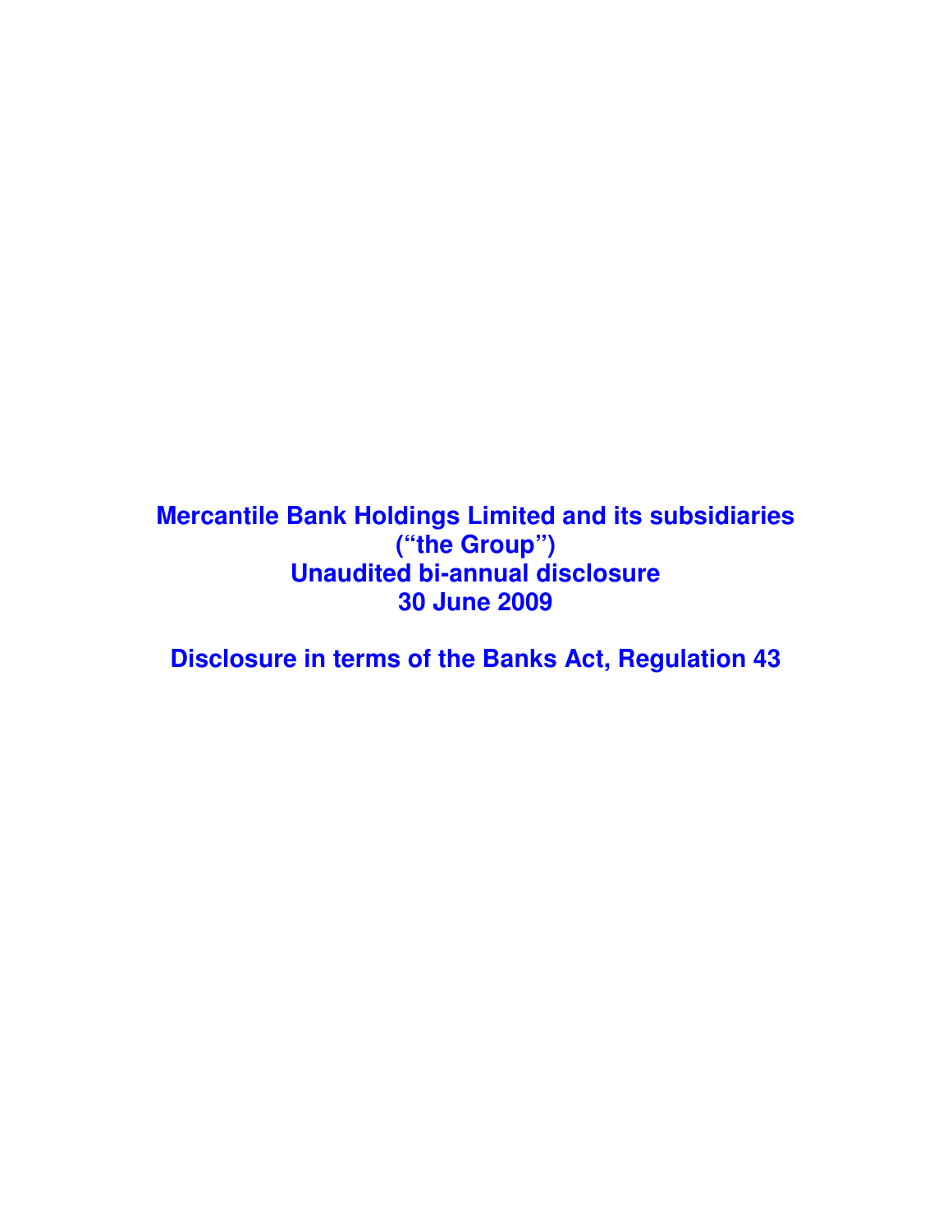# Mercantile Bank Holdings Limited and its subsidiaries
# ("the Group")
# Unaudited bi-annual disclosure
# 30 June 2009

# Disclosure in terms of the Banks Act, Regulation 43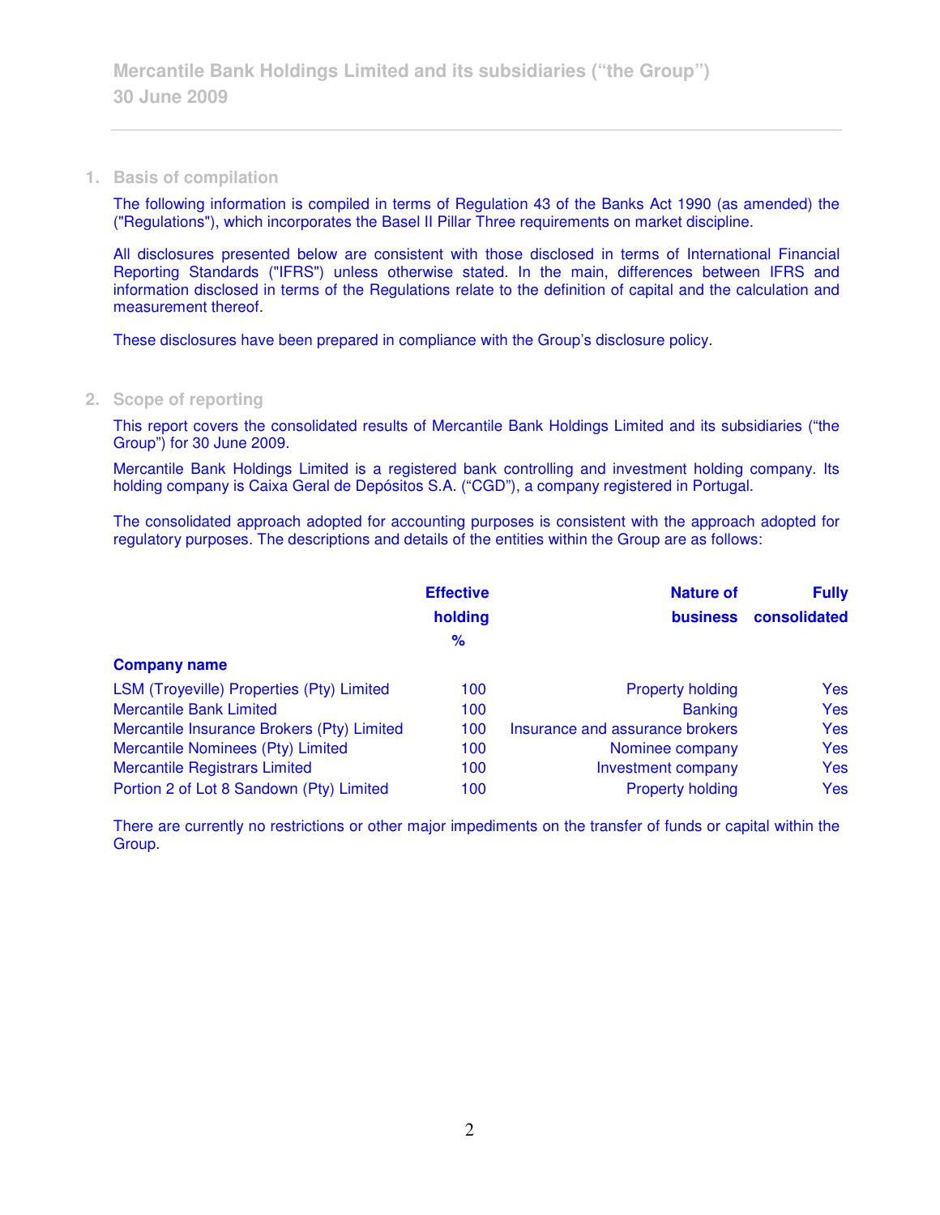## 1. Basis of compilation

The following information is compiled in terms of Regulation 43 of the Banks Act 1990 (as amended) the ("Regulations"), which incorporates the Basel II Pillar Three requirements on market discipline.

All disclosures presented below are consistent with those disclosed in terms of International Financial Reporting Standards ("IFRS") unless otherwise stated. In the main, differences between IFRS and information disclosed in terms of the Regulations relate to the definition of capital and the calculation and measurement thereof.

These disclosures have been prepared in compliance with the Group's disclosure policy.

## 2. Scope of reporting

This report covers the consolidated results of Mercantile Bank Holdings Limited and its subsidiaries ("the Group") for 30 June 2009.

Mercantile Bank Holdings Limited is a registered bank controlling and investment holding company. Its holding company is Caixa Geral de Depósitos S.A. ("CGD"), a company registered in Portugal.

The consolidated approach adopted for accounting purposes is consistent with the approach adopted for regulatory purposes. The descriptions and details of the entities within the Group are as follows:

| Company name | Effective holding % | Nature of business | Fully consolidated |
|---|---|---|---|
| LSM (Troyeville) Properties (Pty) Limited | 100 | Property holding | Yes |
| Mercantile Bank Limited | 100 | Banking | Yes |
| Mercantile Insurance Brokers (Pty) Limited | 100 | Insurance and assurance brokers | Yes |
| Mercantile Nominees (Pty) Limited | 100 | Nominee company | Yes |
| Mercantile Registrars Limited | 100 | Investment company | Yes |
| Portion 2 of Lot 8 Sandown (Pty) Limited | 100 | Property holding | Yes |

There are currently no restrictions or other major impediments on the transfer of funds or capital within the Group.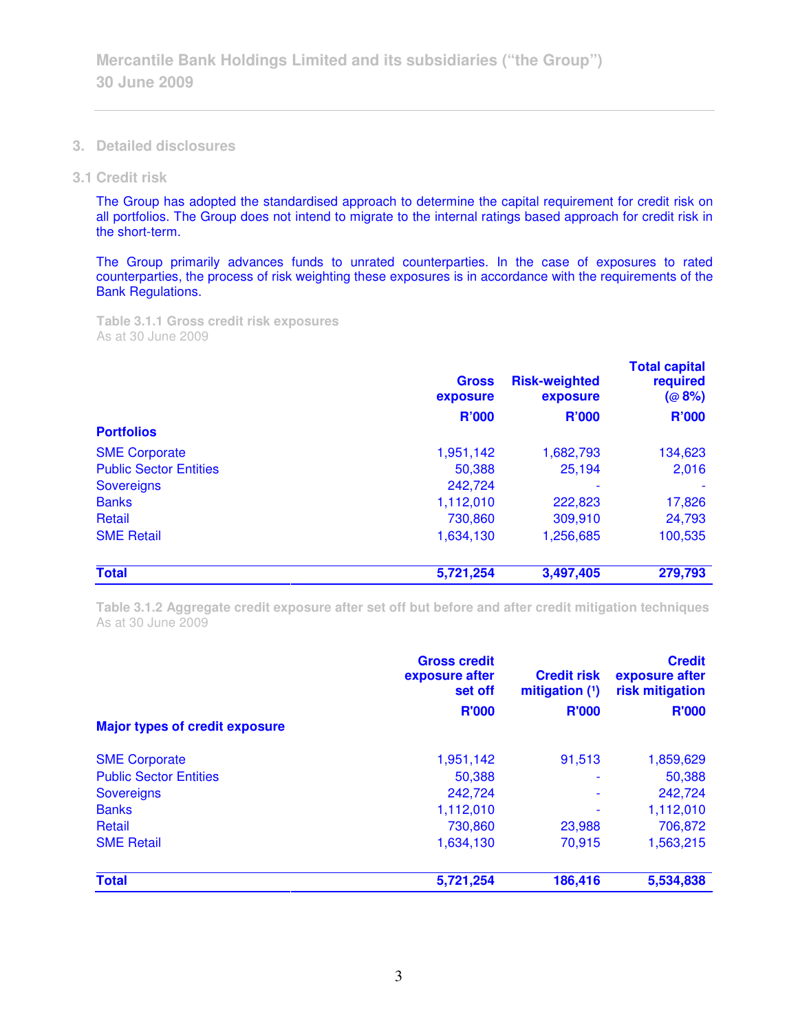## 3. Detailed disclosures

### 3.1 Credit risk

The Group has adopted the standardised approach to determine the capital requirement for credit risk on all portfolios. The Group does not intend to migrate to the internal ratings based approach for credit risk in the short-term.

The Group primarily advances funds to unrated counterparties. In the case of exposures to rated counterparties, the process of risk weighting these exposures is in accordance with the requirements of the Bank Regulations.

**Table 3.1.1 Gross credit risk exposures**
As at 30 June 2009

| | Gross exposure | Risk-weighted exposure | Total capital required (@ 8%) |
|---|---|---|---|
| | R'000 | R'000 | R'000 |
| **Portfolios** | | | |
| SME Corporate | 1,951,142 | 1,682,793 | 134,623 |
| Public Sector Entities | 50,388 | 25,194 | 2,016 |
| Sovereigns | 242,724 | - | - |
| Banks | 1,112,010 | 222,823 | 17,826 |
| Retail | 730,860 | 309,910 | 24,793 |
| SME Retail | 1,634,130 | 1,256,685 | 100,535 |
| **Total** | **5,721,254** | **3,497,405** | **279,793** |

**Table 3.1.2 Aggregate credit exposure after set off but before and after credit mitigation techniques**
As at 30 June 2009

| | Gross credit exposure after set off | Credit risk mitigation (1) | Credit exposure after risk mitigation |
|---|---|---|---|
| | R'000 | R'000 | R'000 |
| **Major types of credit exposure** | | | |
| SME Corporate | 1,951,142 | 91,513 | 1,859,629 |
| Public Sector Entities | 50,388 | - | 50,388 |
| Sovereigns | 242,724 | - | 242,724 |
| Banks | 1,112,010 | - | 1,112,010 |
| Retail | 730,860 | 23,988 | 706,872 |
| SME Retail | 1,634,130 | 70,915 | 1,563,215 |
| **Total** | **5,721,254** | **186,416** | **5,534,838** |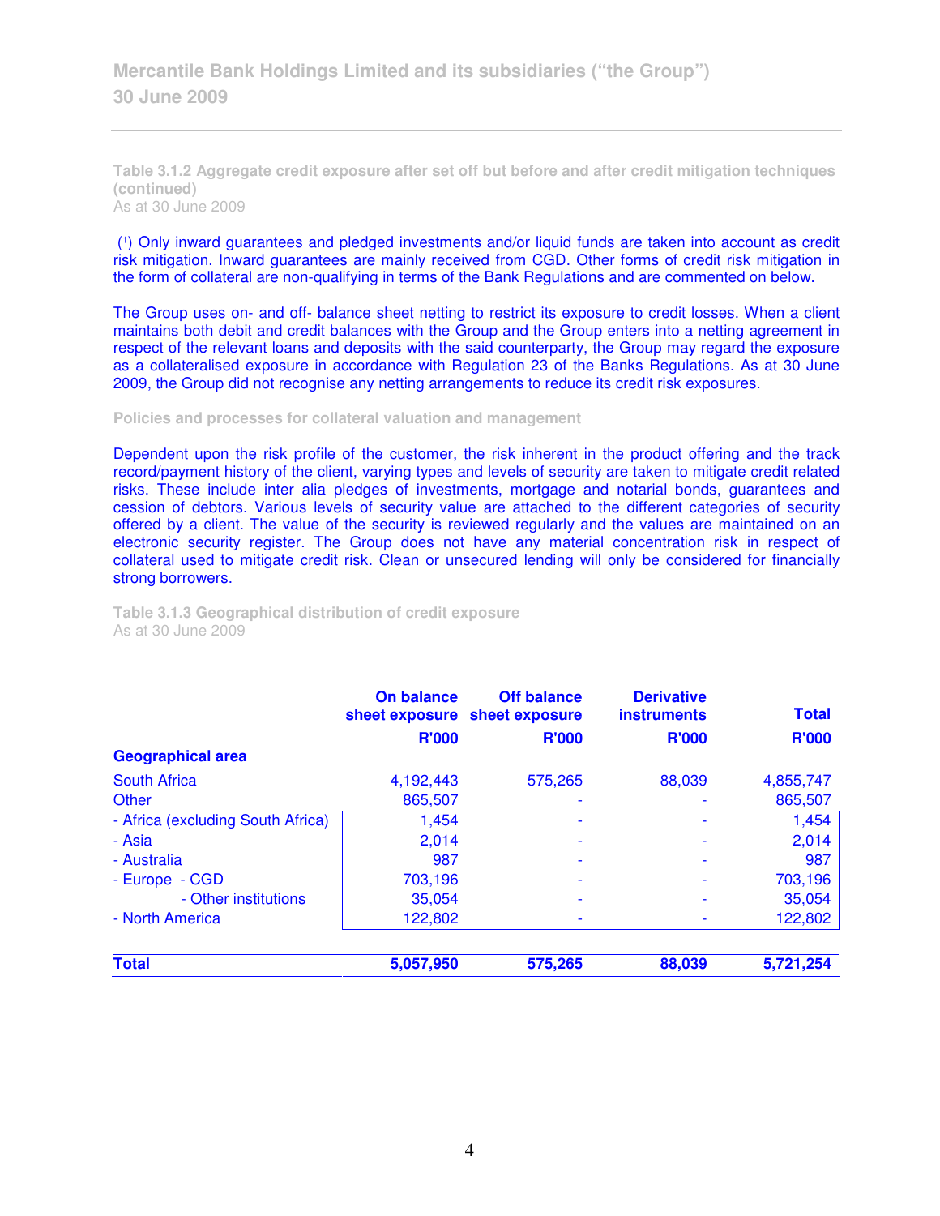**Table 3.1.2 Aggregate credit exposure after set off but before and after credit mitigation techniques (continued)**
As at 30 June 2009

(1) Only inward guarantees and pledged investments and/or liquid funds are taken into account as credit risk mitigation. Inward guarantees are mainly received from CGD. Other forms of credit risk mitigation in the form of collateral are non-qualifying in terms of the Bank Regulations and are commented on below.

The Group uses on- and off- balance sheet netting to restrict its exposure to credit losses. When a client maintains both debit and credit balances with the Group and the Group enters into a netting agreement in respect of the relevant loans and deposits with the said counterparty, the Group may regard the exposure as a collateralised exposure in accordance with Regulation 23 of the Banks Regulations. As at 30 June 2009, the Group did not recognise any netting arrangements to reduce its credit risk exposures.

**Policies and processes for collateral valuation and management**

Dependent upon the risk profile of the customer, the risk inherent in the product offering and the track record/payment history of the client, varying types and levels of security are taken to mitigate credit related risks. These include inter alia pledges of investments, mortgage and notarial bonds, guarantees and cession of debtors. Various levels of security value are attached to the different categories of security offered by a client. The value of the security is reviewed regularly and the values are maintained on an electronic security register. The Group does not have any material concentration risk in respect of collateral used to mitigate credit risk. Clean or unsecured lending will only be considered for financially strong borrowers.

**Table 3.1.3 Geographical distribution of credit exposure**
As at 30 June 2009

| | On balance sheet exposure R'000 | Off balance sheet exposure R'000 | Derivative instruments R'000 | Total R'000 |
|---|---|---|---|---|
| **Geographical area** | | | | |
| South Africa | 4,192,443 | 575,265 | 88,039 | 4,855,747 |
| Other | 865,507 | - | - | 865,507 |
| - Africa (excluding South Africa) | 1,454 | - | - | 1,454 |
| - Asia | 2,014 | - | - | 2,014 |
| - Australia | 987 | - | - | 987 |
| - Europe - CGD | 703,196 | - | - | 703,196 |
| - Other institutions | 35,054 | - | - | 35,054 |
| - North America | 122,802 | - | - | 122,802 |
| **Total** | **5,057,950** | **575,265** | **88,039** | **5,721,254** |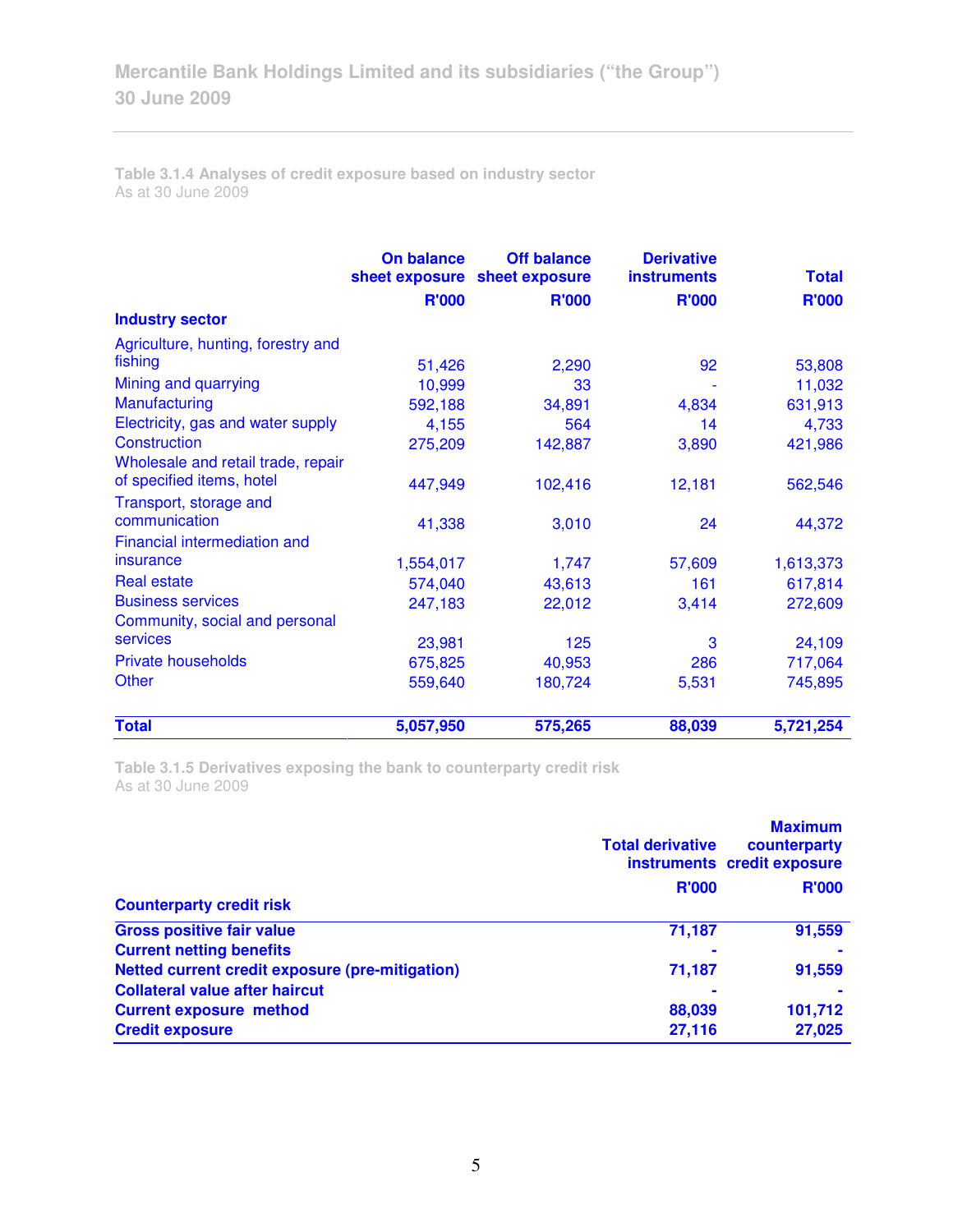### Table 3.1.4 Analyses of credit exposure based on industry sector

As at 30 June 2009

| Industry sector | On balance sheet exposure R'000 | Off balance sheet exposure R'000 | Derivative instruments R'000 | Total R'000 |
|---|---|---|---|---|
| Agriculture, hunting, forestry and fishing | 51,426 | 2,290 | 92 | 53,808 |
| Mining and quarrying | 10,999 | 33 | - | 11,032 |
| Manufacturing | 592,188 | 34,891 | 4,834 | 631,913 |
| Electricity, gas and water supply | 4,155 | 564 | 14 | 4,733 |
| Construction | 275,209 | 142,887 | 3,890 | 421,986 |
| Wholesale and retail trade, repair of specified items, hotel | 447,949 | 102,416 | 12,181 | 562,546 |
| Transport, storage and communication | 41,338 | 3,010 | 24 | 44,372 |
| Financial intermediation and insurance | 1,554,017 | 1,747 | 57,609 | 1,613,373 |
| Real estate | 574,040 | 43,613 | 161 | 617,814 |
| Business services | 247,183 | 22,012 | 3,414 | 272,609 |
| Community, social and personal services | 23,981 | 125 | 3 | 24,109 |
| Private households | 675,825 | 40,953 | 286 | 717,064 |
| Other | 559,640 | 180,724 | 5,531 | 745,895 |
| **Total** | **5,057,950** | **575,265** | **88,039** | **5,721,254** |

### Table 3.1.5 Derivatives exposing the bank to counterparty credit risk

As at 30 June 2009

| Counterparty credit risk | Total derivative instruments R'000 | Maximum counterparty credit exposure R'000 |
|---|---|---|
| **Gross positive fair value** | **71,187** | **91,559** |
| **Current netting benefits** | **-** | **-** |
| **Netted current credit exposure (pre-mitigation)** | **71,187** | **91,559** |
| **Collateral value after haircut** | **-** | **-** |
| **Current exposure method** | **88,039** | **101,712** |
| **Credit exposure** | **27,116** | **27,025** |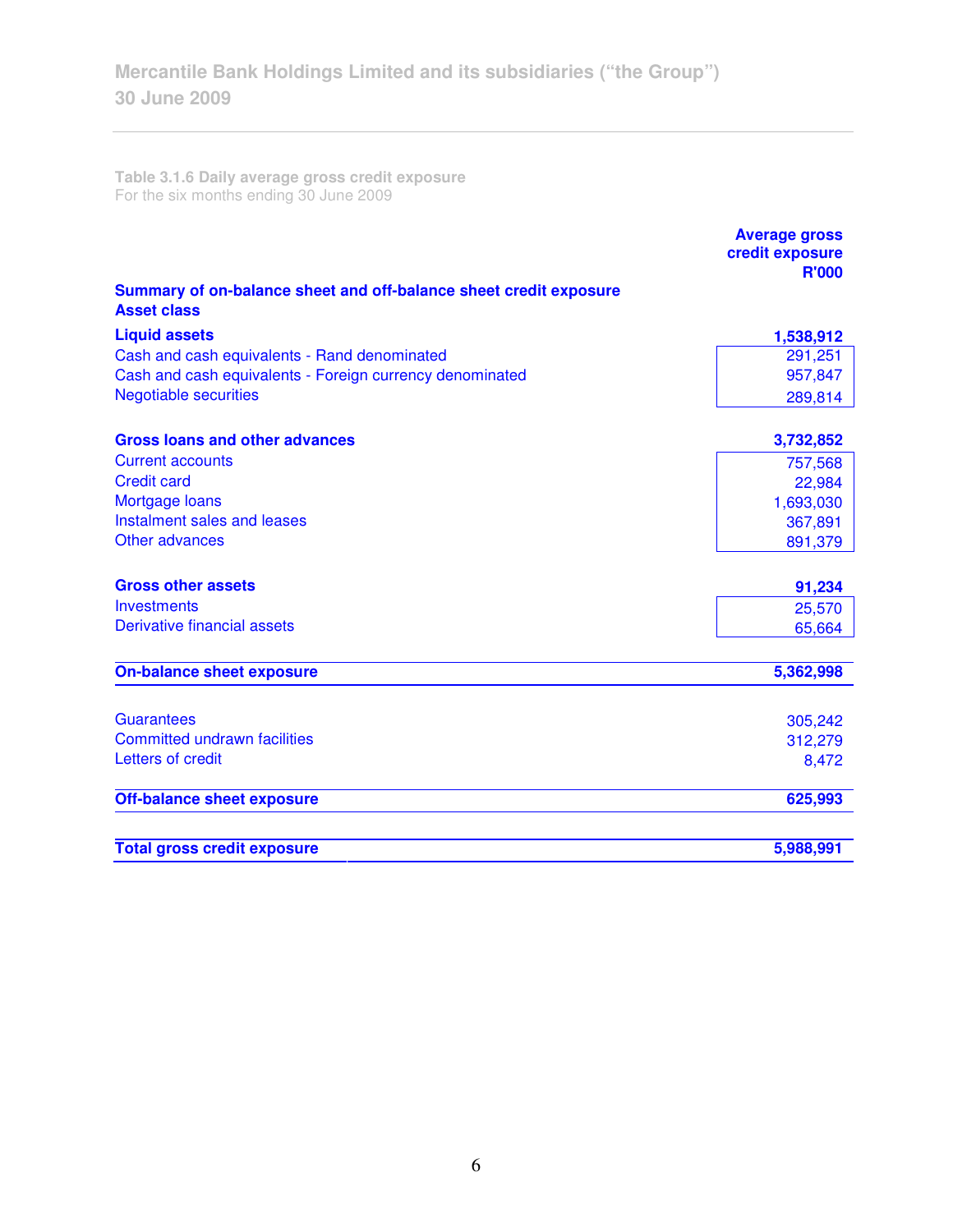**Table 3.1.6 Daily average gross credit exposure**
For the six months ending 30 June 2009

| Summary of on-balance sheet and off-balance sheet credit exposure<br>Asset class | Average gross credit exposure R'000 |
|---|---|
| **Liquid assets** | **1,538,912** |
| Cash and cash equivalents - Rand denominated | 291,251 |
| Cash and cash equivalents - Foreign currency denominated | 957,847 |
| Negotiable securities | 289,814 |
| **Gross loans and other advances** | **3,732,852** |
| Current accounts | 757,568 |
| Credit card | 22,984 |
| Mortgage loans | 1,693,030 |
| Instalment sales and leases | 367,891 |
| Other advances | 891,379 |
| **Gross other assets** | **91,234** |
| Investments | 25,570 |
| Derivative financial assets | 65,664 |
| **On-balance sheet exposure** | **5,362,998** |
| Guarantees | 305,242 |
| Committed undrawn facilities | 312,279 |
| Letters of credit | 8,472 |
| **Off-balance sheet exposure** | **625,993** |
| **Total gross credit exposure** | **5,988,991** |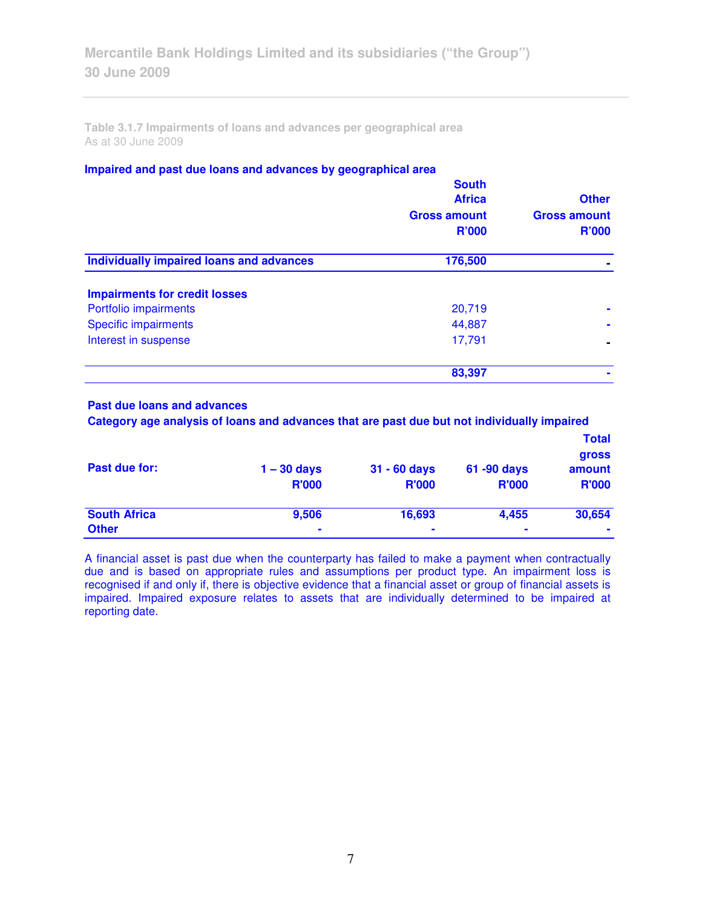Table 3.1.7 Impairments of loans and advances per geographical area
As at 30 June 2009

**Impaired and past due loans and advances by geographical area**

| | South Africa Gross amount R'000 | Other Gross amount R'000 |
|---|---|---|
| **Individually impaired loans and advances** | **176,500** | **-** |
| | | |
| **Impairments for credit losses** | | |
| Portfolio impairments | 20,719 | - |
| Specific impairments | 44,887 | - |
| Interest in suspense | 17,791 | - |
| | **83,397** | **-** |

**Past due loans and advances**

**Category age analysis of loans and advances that are past due but not individually impaired**

| Past due for: | 1 – 30 days R'000 | 31 - 60 days R'000 | 61 -90 days R'000 | Total gross amount R'000 |
|---|---|---|---|---|
| **South Africa** | **9,506** | **16,693** | **4,455** | **30,654** |
| **Other** | **-** | **-** | **-** | **-** |

A financial asset is past due when the counterparty has failed to make a payment when contractually due and is based on appropriate rules and assumptions per product type. An impairment loss is recognised if and only if, there is objective evidence that a financial asset or group of financial assets is impaired. Impaired exposure relates to assets that are individually determined to be impaired at reporting date.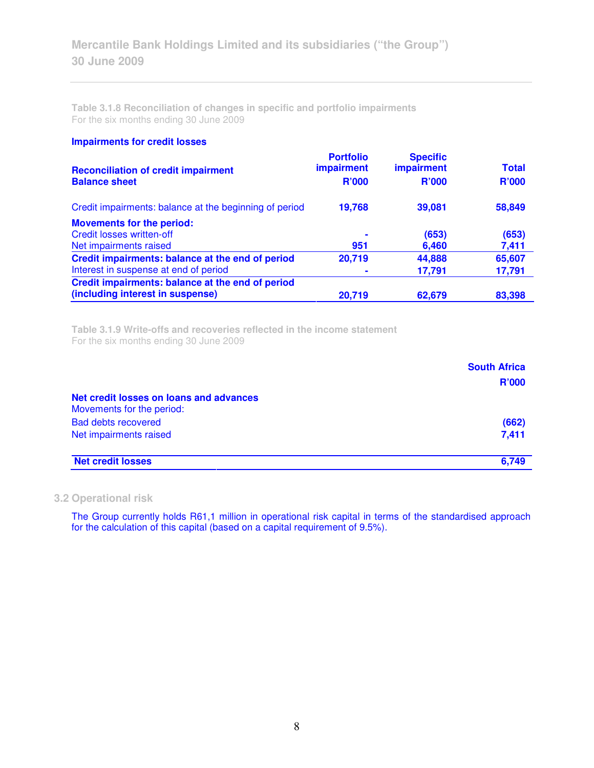**Table 3.1.8 Reconciliation of changes in specific and portfolio impairments**
For the six months ending 30 June 2009

**Impairments for credit losses**

| **Reconciliation of credit impairment Balance sheet** | **Portfolio impairment R'000** | **Specific impairment R'000** | **Total R'000** |
|---|---|---|---|
| Credit impairments: balance at the beginning of period | 19,768 | 39,081 | 58,849 |
| **Movements for the period:** | | | |
| Credit losses written-off | - | (653) | (653) |
| Net impairments raised | 951 | 6,460 | 7,411 |
| **Credit impairments: balance at the end of period** | 20,719 | 44,888 | 65,607 |
| Interest in suspense at end of period | - | 17,791 | 17,791 |
| **Credit impairments: balance at the end of period (including interest in suspense)** | 20,719 | 62,679 | 83,398 |

**Table 3.1.9 Write-offs and recoveries reflected in the income statement**
For the six months ending 30 June 2009

| | **South Africa R'000** |
|---|---|
| **Net credit losses on loans and advances** | |
| Movements for the period: | |
| Bad debts recovered | (662) |
| Net impairments raised | 7,411 |
| **Net credit losses** | 6,749 |

## 3.2 Operational risk

The Group currently holds R61,1 million in operational risk capital in terms of the standardised approach for the calculation of this capital (based on a capital requirement of 9.5%).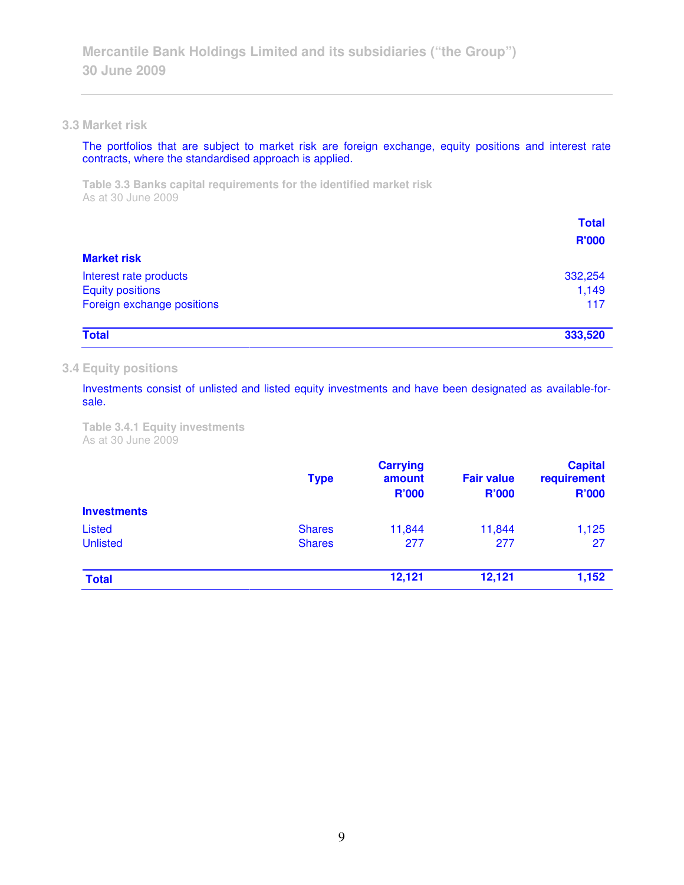## 3.3 Market risk

The portfolios that are subject to market risk are foreign exchange, equity positions and interest rate contracts, where the standardised approach is applied.

**Table 3.3 Banks capital requirements for the identified market risk**
As at 30 June 2009

| | Total R'000 |
|---|---|
| **Market risk** | |
| Interest rate products | 332,254 |
| Equity positions | 1,149 |
| Foreign exchange positions | 117 |
| **Total** | **333,520** |

## 3.4 Equity positions

Investments consist of unlisted and listed equity investments and have been designated as available-for-sale.

**Table 3.4.1 Equity investments**
As at 30 June 2009

| | Type | Carrying amount R'000 | Fair value R'000 | Capital requirement R'000 |
|---|---|---|---|---|
| **Investments** | | | | |
| Listed | Shares | 11,844 | 11,844 | 1,125 |
| Unlisted | Shares | 277 | 277 | 27 |
| **Total** | | **12,121** | **12,121** | **1,152** |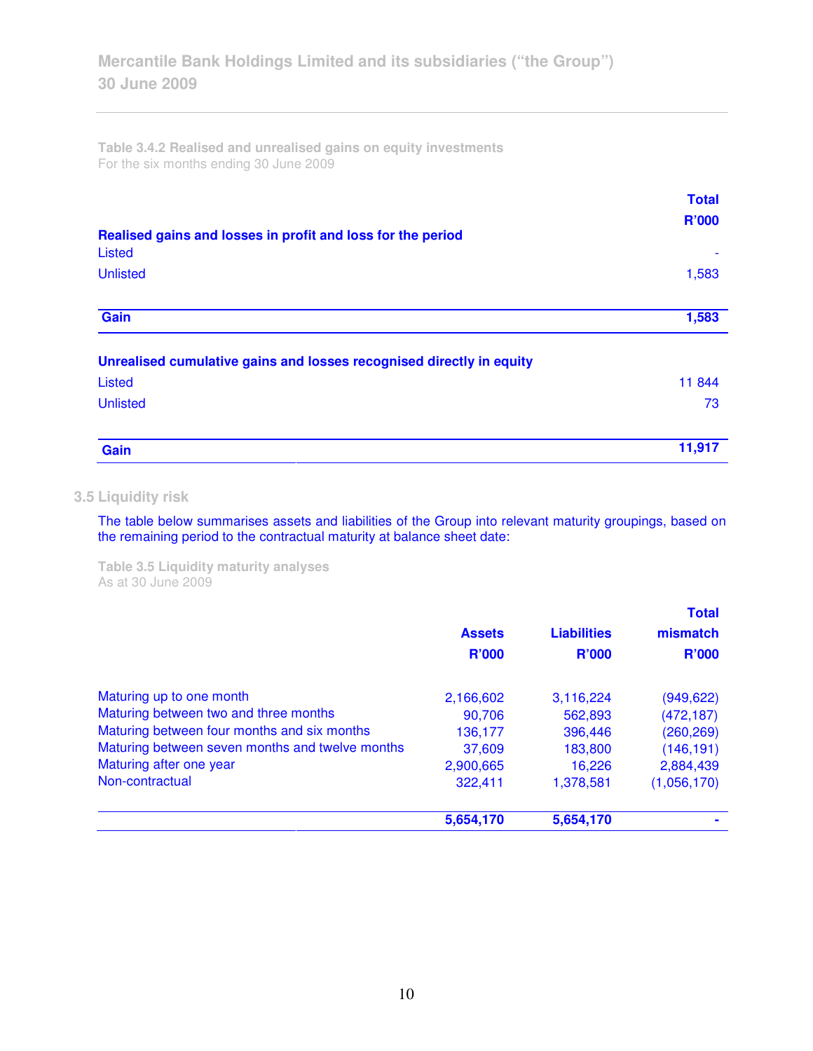**Table 3.4.2 Realised and unrealised gains on equity investments**
For the six months ending 30 June 2009

| | Total R'000 |
|---|---|
| **Realised gains and losses in profit and loss for the period** | |
| Listed | - |
| Unlisted | 1,583 |
| **Gain** | **1,583** |
| **Unrealised cumulative gains and losses recognised directly in equity** | |
| Listed | 11 844 |
| Unlisted | 73 |
| **Gain** | **11,917** |

## 3.5 Liquidity risk

The table below summarises assets and liabilities of the Group into relevant maturity groupings, based on the remaining period to the contractual maturity at balance sheet date:

**Table 3.5 Liquidity maturity analyses**
As at 30 June 2009

| | Assets R'000 | Liabilities R'000 | Total mismatch R'000 |
|---|---|---|---|
| Maturing up to one month | 2,166,602 | 3,116,224 | (949,622) |
| Maturing between two and three months | 90,706 | 562,893 | (472,187) |
| Maturing between four months and six months | 136,177 | 396,446 | (260,269) |
| Maturing between seven months and twelve months | 37,609 | 183,800 | (146,191) |
| Maturing after one year | 2,900,665 | 16,226 | 2,884,439 |
| Non-contractual | 322,411 | 1,378,581 | (1,056,170) |
| | **5,654,170** | **5,654,170** | **-** |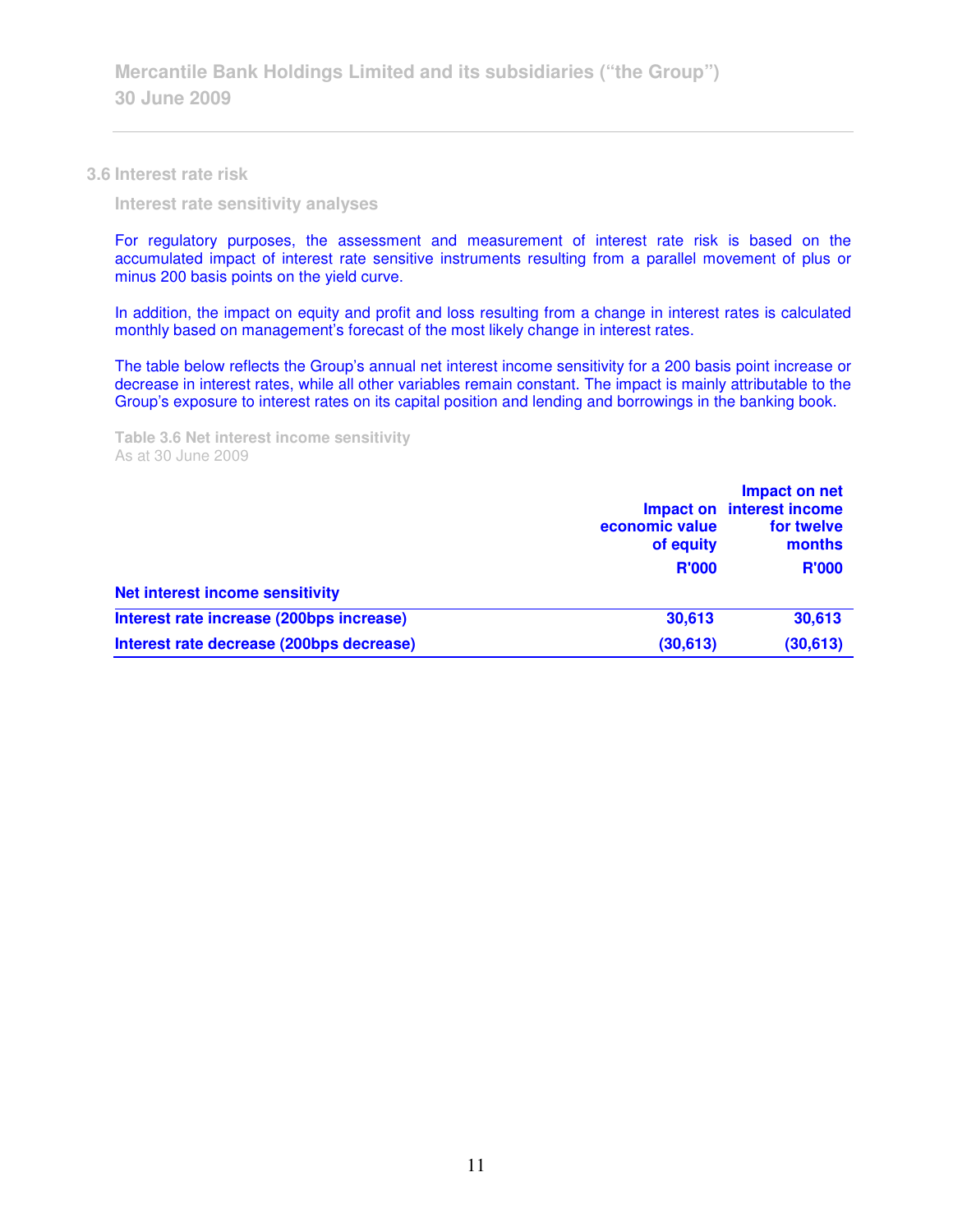## 3.6 Interest rate risk

### Interest rate sensitivity analyses

For regulatory purposes, the assessment and measurement of interest rate risk is based on the accumulated impact of interest rate sensitive instruments resulting from a parallel movement of plus or minus 200 basis points on the yield curve.

In addition, the impact on equity and profit and loss resulting from a change in interest rates is calculated monthly based on management's forecast of the most likely change in interest rates.

The table below reflects the Group's annual net interest income sensitivity for a 200 basis point increase or decrease in interest rates, while all other variables remain constant. The impact is mainly attributable to the Group's exposure to interest rates on its capital position and lending and borrowings in the banking book.

**Table 3.6 Net interest income sensitivity**
As at 30 June 2009

| | Impact on economic value of equity | Impact on net interest income for twelve months |
|---|---|---|
| | R'000 | R'000 |
| **Net interest income sensitivity** | | |
| **Interest rate increase (200bps increase)** | **30,613** | **30,613** |
| **Interest rate decrease (200bps decrease)** | **(30,613)** | **(30,613)** |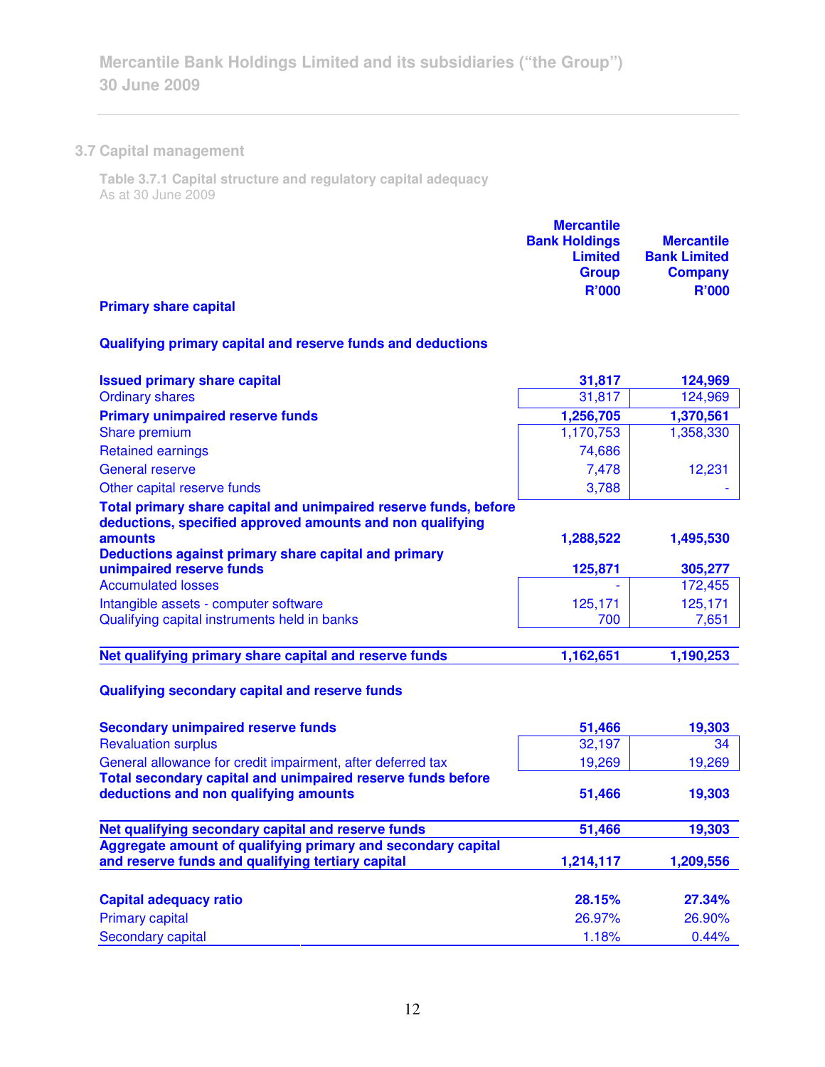## 3.7 Capital management

**Table 3.7.1 Capital structure and regulatory capital adequacy**
As at 30 June 2009

| | Mercantile Bank Holdings Limited Group R'000 | Mercantile Bank Limited Company R'000 |
|---|---|---|
| **Primary share capital** | | |
| **Qualifying primary capital and reserve funds and deductions** | | |
| **Issued primary share capital** | **31,817** | **124,969** |
| Ordinary shares | 31,817 | 124,969 |
| **Primary unimpaired reserve funds** | **1,256,705** | **1,370,561** |
| Share premium | 1,170,753 | 1,358,330 |
| Retained earnings | 74,686 | |
| General reserve | 7,478 | 12,231 |
| Other capital reserve funds | 3,788 | - |
| **Total primary share capital and unimpaired reserve funds, before deductions, specified approved amounts and non qualifying amounts** | **1,288,522** | **1,495,530** |
| **Deductions against primary share capital and primary unimpaired reserve funds** | **125,871** | **305,277** |
| Accumulated losses | - | 172,455 |
| Intangible assets - computer software | 125,171 | 125,171 |
| Qualifying capital instruments held in banks | 700 | 7,651 |
| **Net qualifying primary share capital and reserve funds** | **1,162,651** | **1,190,253** |
| **Qualifying secondary capital and reserve funds** | | |
| **Secondary unimpaired reserve funds** | **51,466** | **19,303** |
| Revaluation surplus | 32,197 | 34 |
| General allowance for credit impairment, after deferred tax | 19,269 | 19,269 |
| **Total secondary capital and unimpaired reserve funds before deductions and non qualifying amounts** | **51,466** | **19,303** |
| **Net qualifying secondary capital and reserve funds** | **51,466** | **19,303** |
| **Aggregate amount of qualifying primary and secondary capital and reserve funds and qualifying tertiary capital** | **1,214,117** | **1,209,556** |
| **Capital adequacy ratio** | **28.15%** | **27.34%** |
| Primary capital | 26.97% | 26.90% |
| Secondary capital | 1.18% | 0.44% |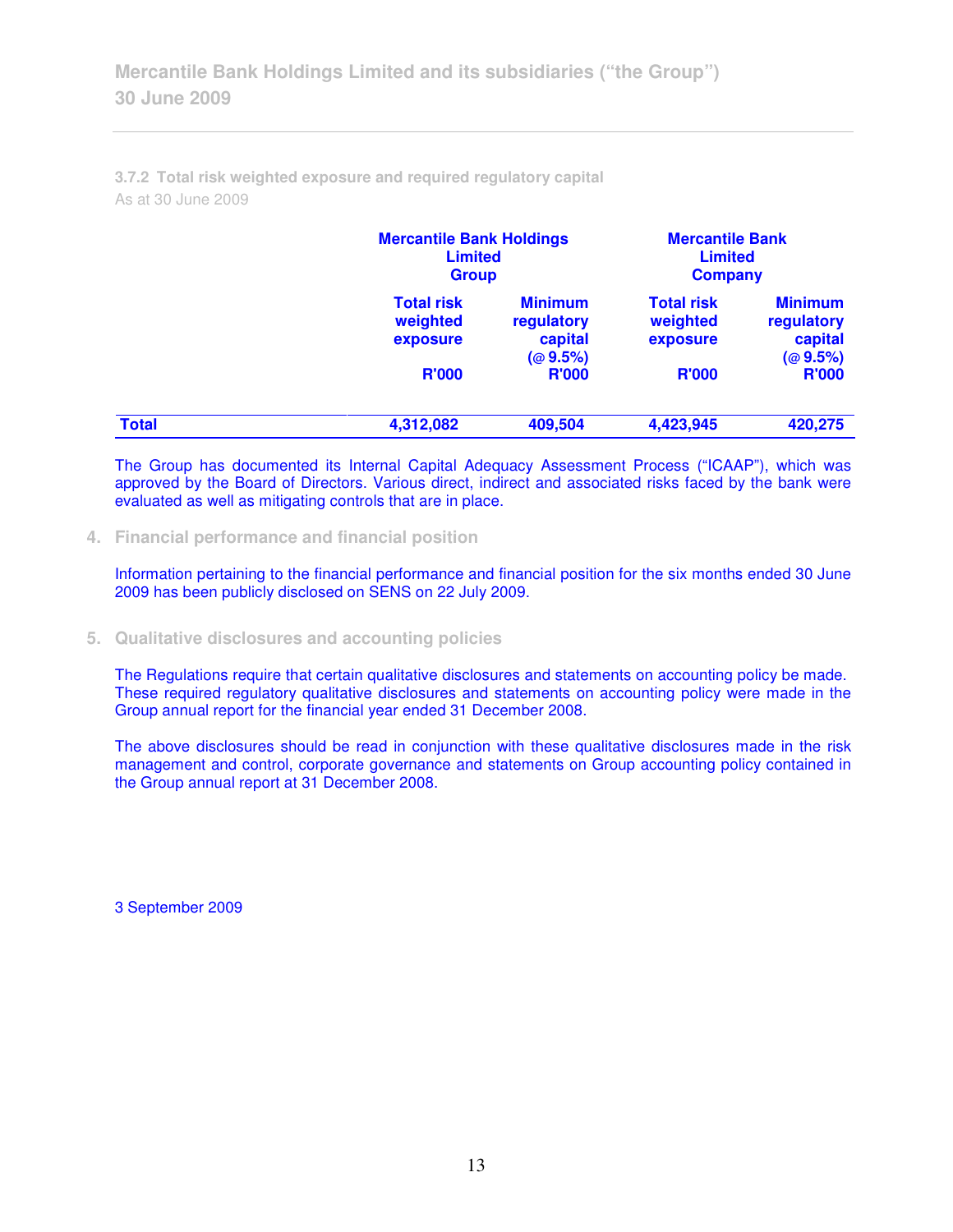### 3.7.2 Total risk weighted exposure and required regulatory capital

As at 30 June 2009

| | Mercantile Bank Holdings Limited Group | | Mercantile Bank Limited Company | |
|---|---|---|---|---|
| | Total risk weighted exposure R'000 | Minimum regulatory capital (@ 9.5%) R'000 | Total risk weighted exposure R'000 | Minimum regulatory capital (@ 9.5%) R'000 |
| **Total** | **4,312,082** | **409,504** | **4,423,945** | **420,275** |

The Group has documented its Internal Capital Adequacy Assessment Process ("ICAAP"), which was approved by the Board of Directors. Various direct, indirect and associated risks faced by the bank were evaluated as well as mitigating controls that are in place.

## 4. Financial performance and financial position

Information pertaining to the financial performance and financial position for the six months ended 30 June 2009 has been publicly disclosed on SENS on 22 July 2009.

## 5. Qualitative disclosures and accounting policies

The Regulations require that certain qualitative disclosures and statements on accounting policy be made. These required regulatory qualitative disclosures and statements on accounting policy were made in the Group annual report for the financial year ended 31 December 2008.

The above disclosures should be read in conjunction with these qualitative disclosures made in the risk management and control, corporate governance and statements on Group accounting policy contained in the Group annual report at 31 December 2008.

3 September 2009